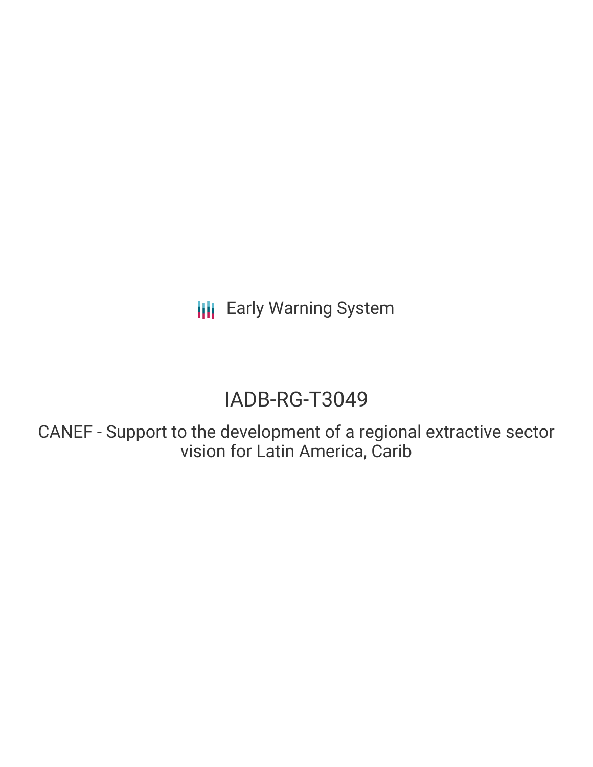Early Warning System

# IADB-RG-T3049

## CANEF - Support to the development of a regional extractive sector vision for Latin America, Carib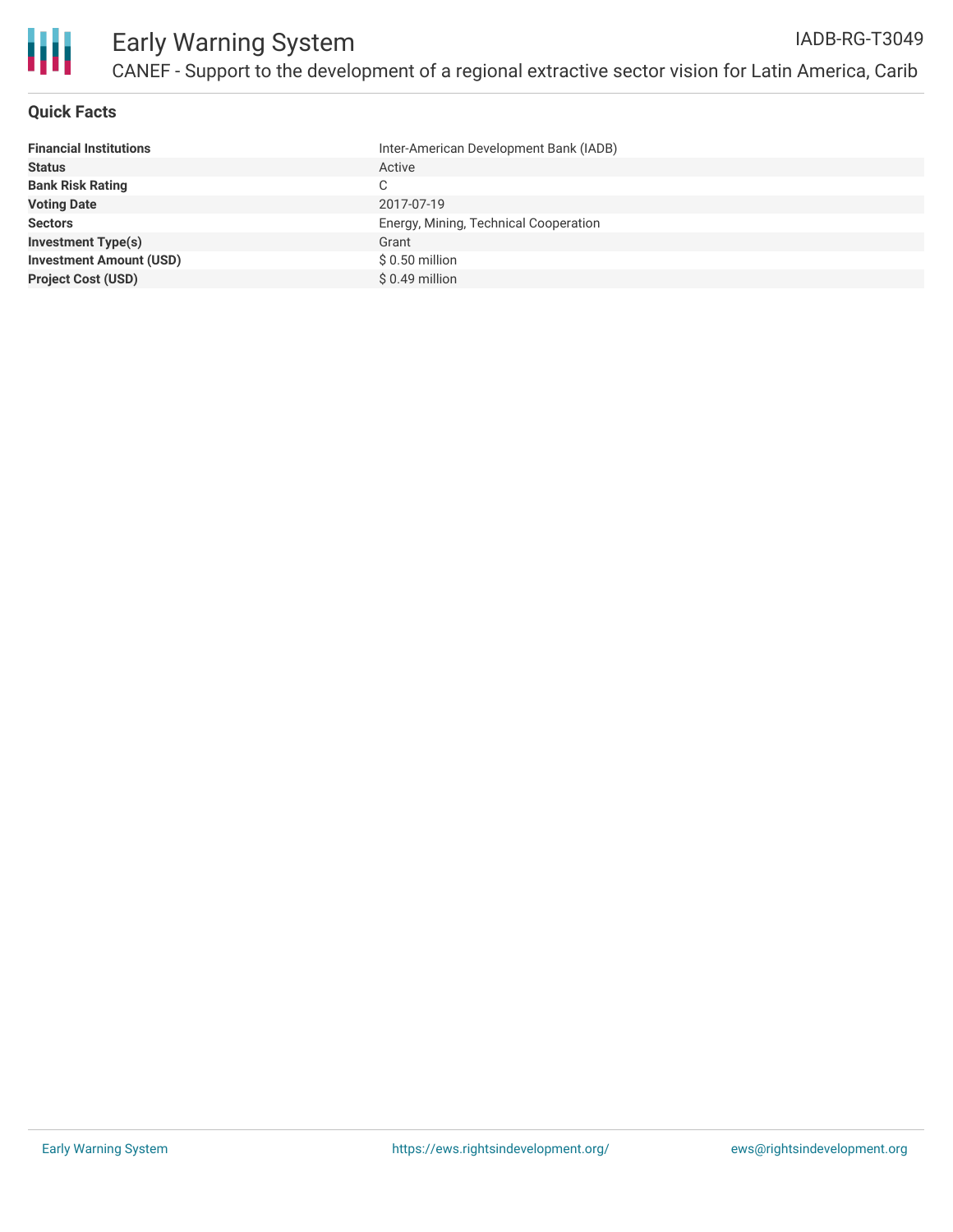# Early Warning System

IADB-RG-T3049

CANEF - Support to the development of a regional extractive sector vision for Latin America, Carib

## Quick Facts

| | |
|---|---|
| **Financial Institutions** | Inter-American Development Bank (IADB) |
| **Status** | Active |
| **Bank Risk Rating** | C |
| **Voting Date** | 2017-07-19 |
| **Sectors** | Energy, Mining, Technical Cooperation |
| **Investment Type(s)** | Grant |
| **Investment Amount (USD)** | $ 0.50 million |
| **Project Cost (USD)** | $ 0.49 million |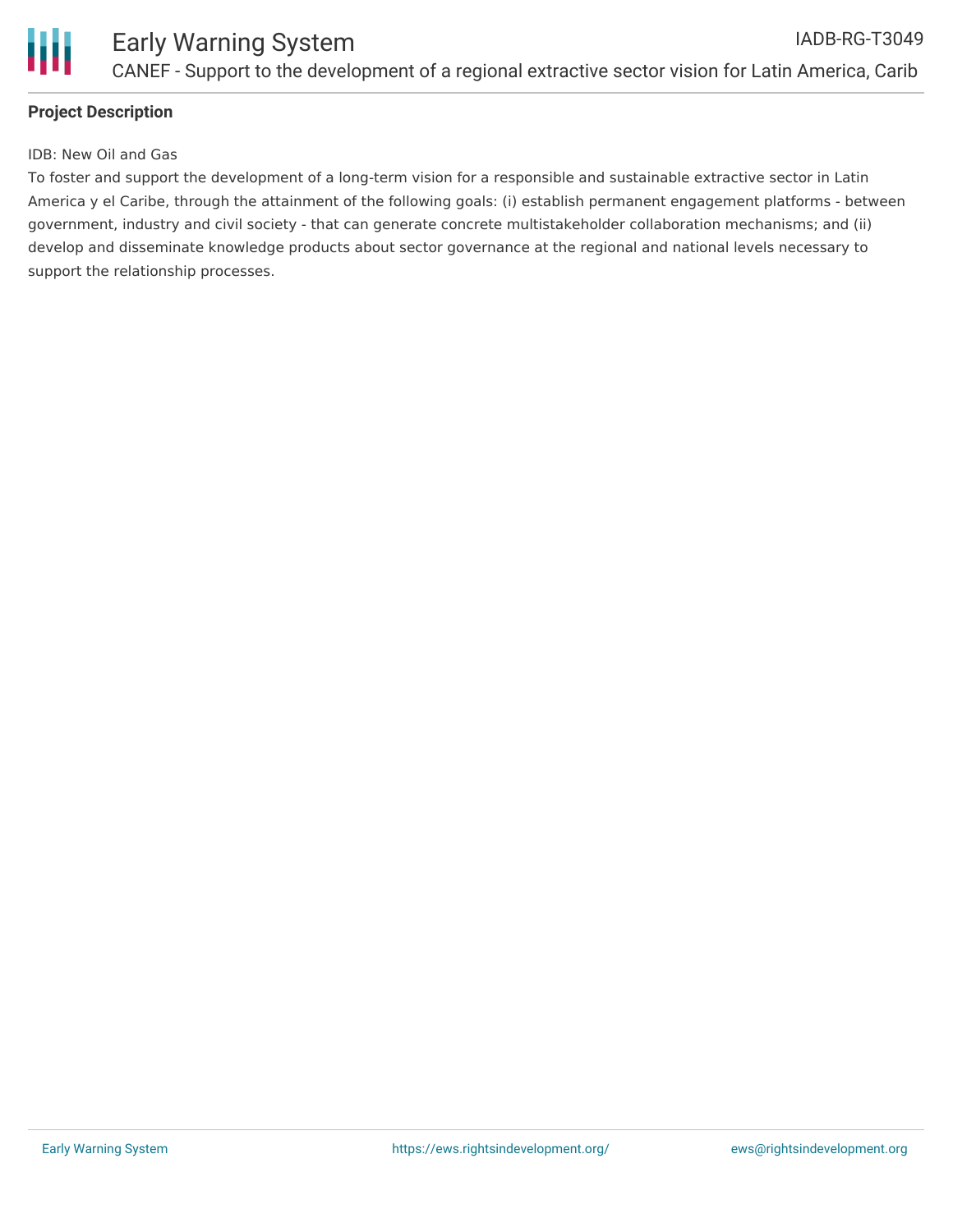**Project Description**

IDB: New Oil and Gas

To foster and support the development of a long-term vision for a responsible and sustainable extractive sector in Latin America y el Caribe, through the attainment of the following goals: (i) establish permanent engagement platforms - between government, industry and civil society - that can generate concrete multistakeholder collaboration mechanisms; and (ii) develop and disseminate knowledge products about sector governance at the regional and national levels necessary to support the relationship processes.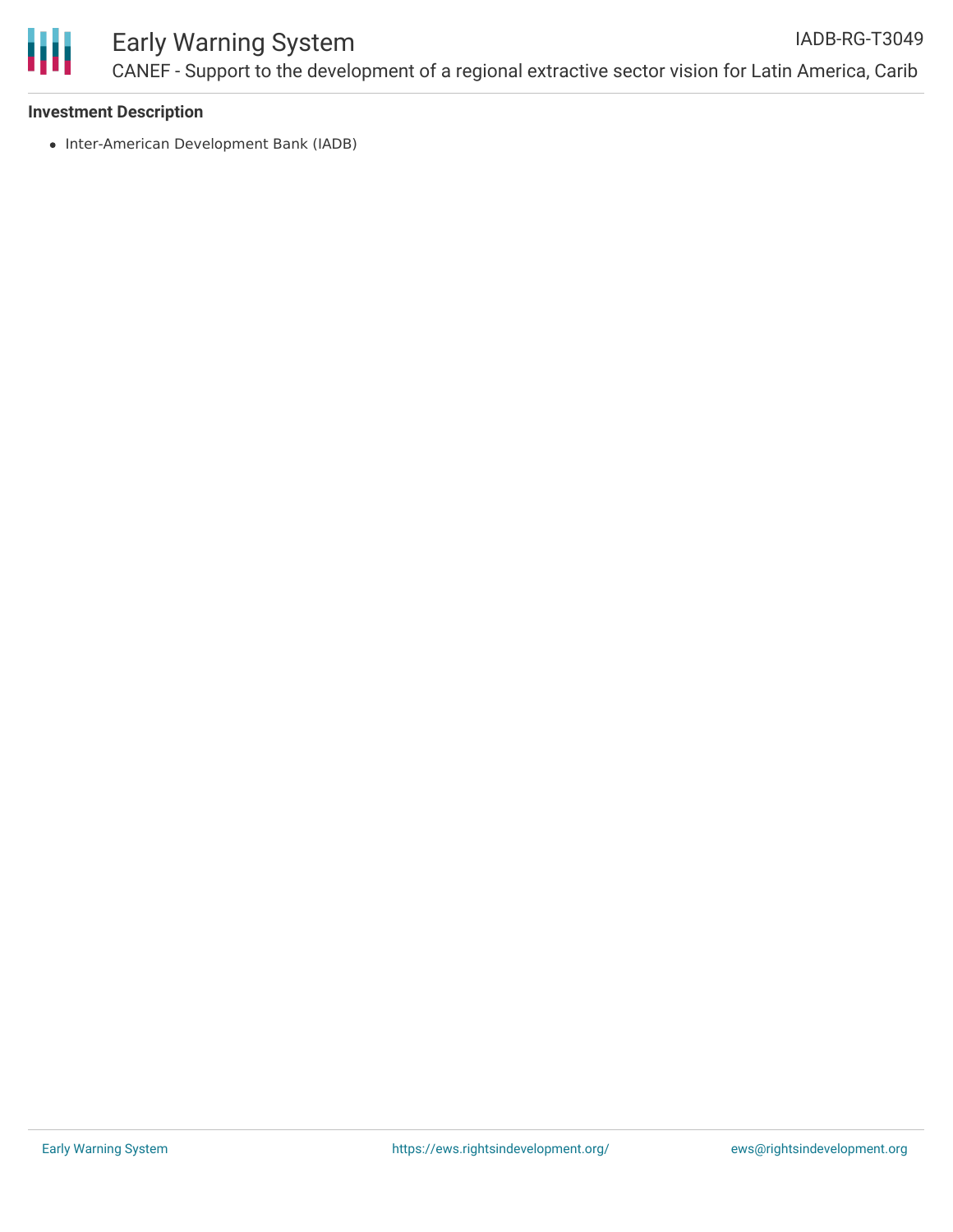### Investment Description

- Inter-American Development Bank (IADB)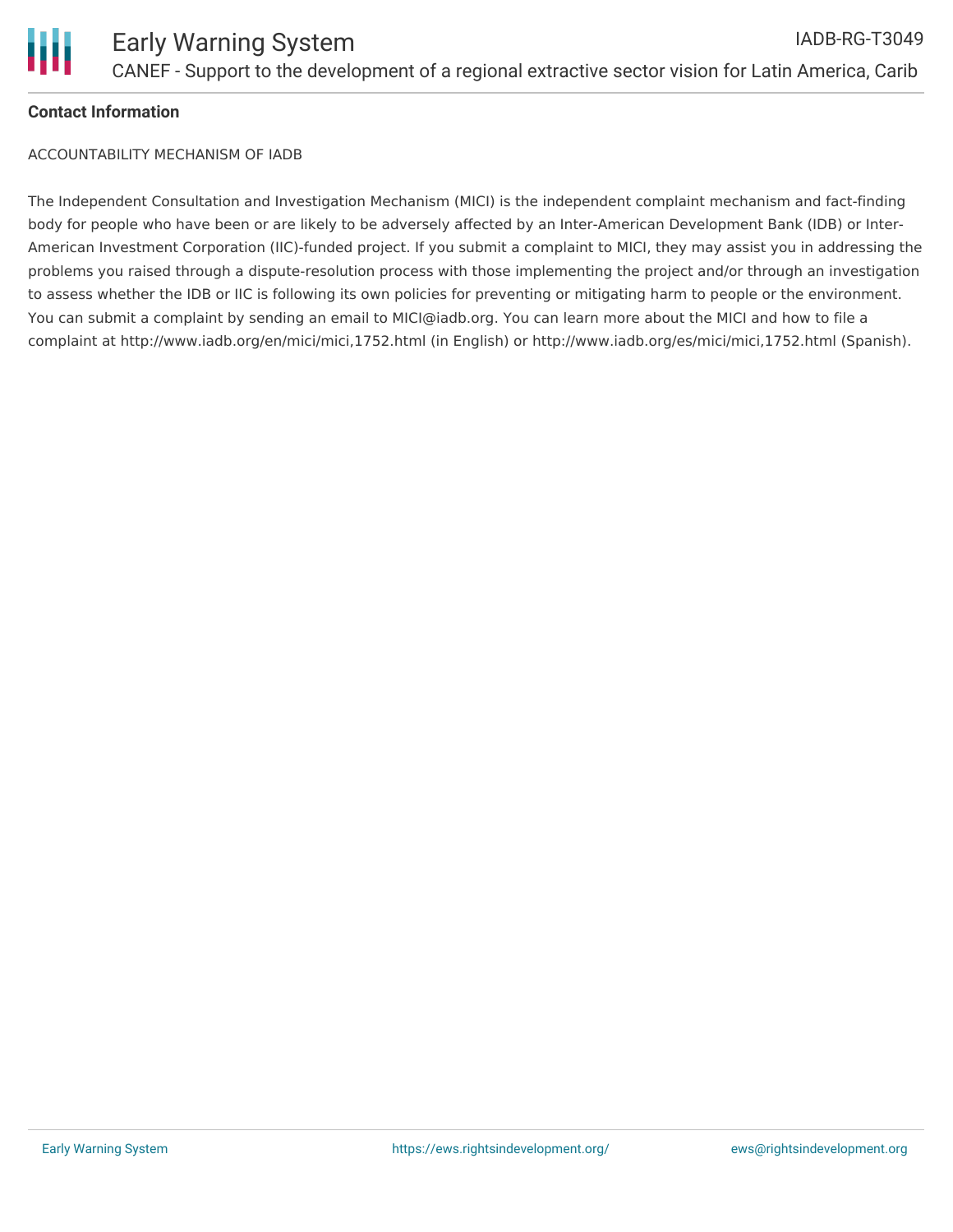**Contact Information**

ACCOUNTABILITY MECHANISM OF IADB

The Independent Consultation and Investigation Mechanism (MICI) is the independent complaint mechanism and fact-finding body for people who have been or are likely to be adversely affected by an Inter-American Development Bank (IDB) or Inter-American Investment Corporation (IIC)-funded project. If you submit a complaint to MICI, they may assist you in addressing the problems you raised through a dispute-resolution process with those implementing the project and/or through an investigation to assess whether the IDB or IIC is following its own policies for preventing or mitigating harm to people or the environment. You can submit a complaint by sending an email to MICI@iadb.org. You can learn more about the MICI and how to file a complaint at http://www.iadb.org/en/mici/mici,1752.html (in English) or http://www.iadb.org/es/mici/mici,1752.html (Spanish).